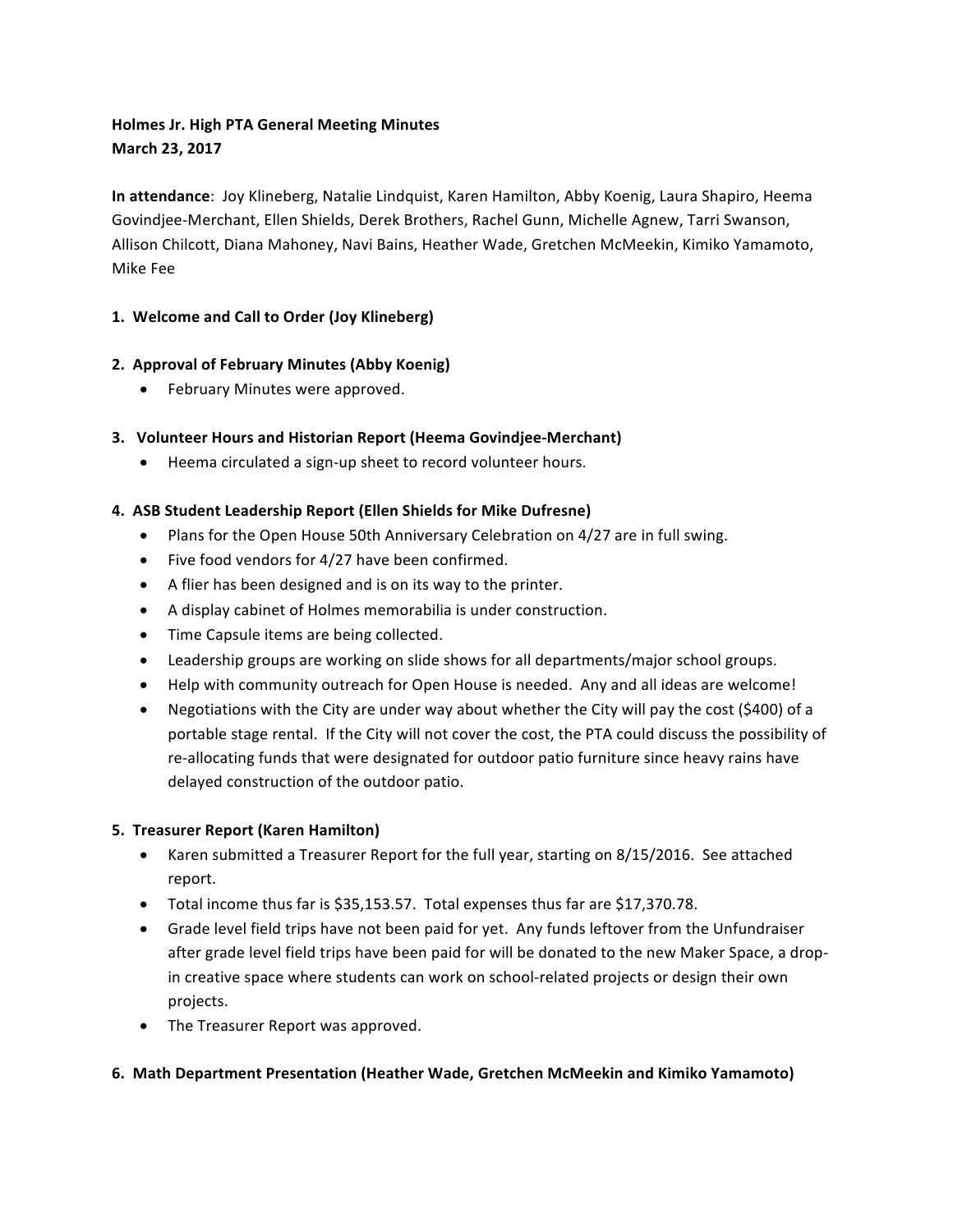**Holmes Jr. High PTA General Meeting Minutes**
**March 23, 2017**

**In attendance**: Joy Klineberg, Natalie Lindquist, Karen Hamilton, Abby Koenig, Laura Shapiro, Heema Govindjee-Merchant, Ellen Shields, Derek Brothers, Rachel Gunn, Michelle Agnew, Tarri Swanson, Allison Chilcott, Diana Mahoney, Navi Bains, Heather Wade, Gretchen McMeekin, Kimiko Yamamoto, Mike Fee

**1. Welcome and Call to Order (Joy Klineberg)**

**2. Approval of February Minutes (Abby Koenig)**

- February Minutes were approved.

**3. Volunteer Hours and Historian Report (Heema Govindjee-Merchant)**

- Heema circulated a sign-up sheet to record volunteer hours.

**4. ASB Student Leadership Report (Ellen Shields for Mike Dufresne)**

- Plans for the Open House 50th Anniversary Celebration on 4/27 are in full swing.
- Five food vendors for 4/27 have been confirmed.
- A flier has been designed and is on its way to the printer.
- A display cabinet of Holmes memorabilia is under construction.
- Time Capsule items are being collected.
- Leadership groups are working on slide shows for all departments/major school groups.
- Help with community outreach for Open House is needed. Any and all ideas are welcome!
- Negotiations with the City are under way about whether the City will pay the cost ($400) of a portable stage rental. If the City will not cover the cost, the PTA could discuss the possibility of re-allocating funds that were designated for outdoor patio furniture since heavy rains have delayed construction of the outdoor patio.

**5. Treasurer Report (Karen Hamilton)**

- Karen submitted a Treasurer Report for the full year, starting on 8/15/2016. See attached report.
- Total income thus far is $35,153.57. Total expenses thus far are $17,370.78.
- Grade level field trips have not been paid for yet. Any funds leftover from the Unfundraiser after grade level field trips have been paid for will be donated to the new Maker Space, a drop-in creative space where students can work on school-related projects or design their own projects.
- The Treasurer Report was approved.

**6. Math Department Presentation (Heather Wade, Gretchen McMeekin and Kimiko Yamamoto)**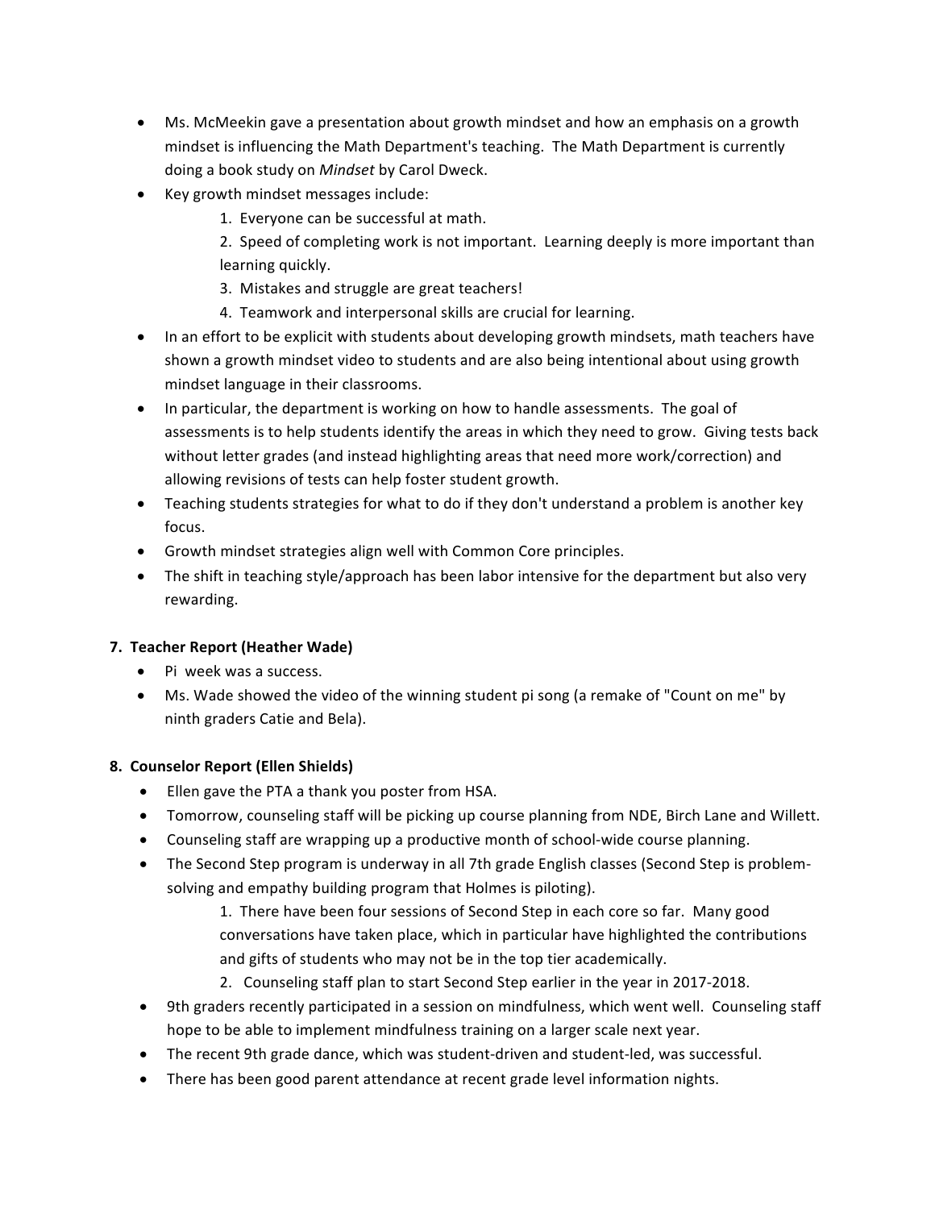- Ms. McMeekin gave a presentation about growth mindset and how an emphasis on a growth mindset is influencing the Math Department's teaching. The Math Department is currently doing a book study on *Mindset* by Carol Dweck.
- Key growth mindset messages include:
    1. Everyone can be successful at math.
    2. Speed of completing work is not important. Learning deeply is more important than learning quickly.
    3. Mistakes and struggle are great teachers!
    4. Teamwork and interpersonal skills are crucial for learning.
- In an effort to be explicit with students about developing growth mindsets, math teachers have shown a growth mindset video to students and are also being intentional about using growth mindset language in their classrooms.
- In particular, the department is working on how to handle assessments. The goal of assessments is to help students identify the areas in which they need to grow. Giving tests back without letter grades (and instead highlighting areas that need more work/correction) and allowing revisions of tests can help foster student growth.
- Teaching students strategies for what to do if they don't understand a problem is another key focus.
- Growth mindset strategies align well with Common Core principles.
- The shift in teaching style/approach has been labor intensive for the department but also very rewarding.

**7. Teacher Report (Heather Wade)**

- Pi week was a success.
- Ms. Wade showed the video of the winning student pi song (a remake of "Count on me" by ninth graders Catie and Bela).

**8. Counselor Report (Ellen Shields)**

- Ellen gave the PTA a thank you poster from HSA.
- Tomorrow, counseling staff will be picking up course planning from NDE, Birch Lane and Willett.
- Counseling staff are wrapping up a productive month of school-wide course planning.
- The Second Step program is underway in all 7th grade English classes (Second Step is problem-solving and empathy building program that Holmes is piloting).
    1. There have been four sessions of Second Step in each core so far. Many good conversations have taken place, which in particular have highlighted the contributions and gifts of students who may not be in the top tier academically.
    2. Counseling staff plan to start Second Step earlier in the year in 2017-2018.
- 9th graders recently participated in a session on mindfulness, which went well. Counseling staff hope to be able to implement mindfulness training on a larger scale next year.
- The recent 9th grade dance, which was student-driven and student-led, was successful.
- There has been good parent attendance at recent grade level information nights.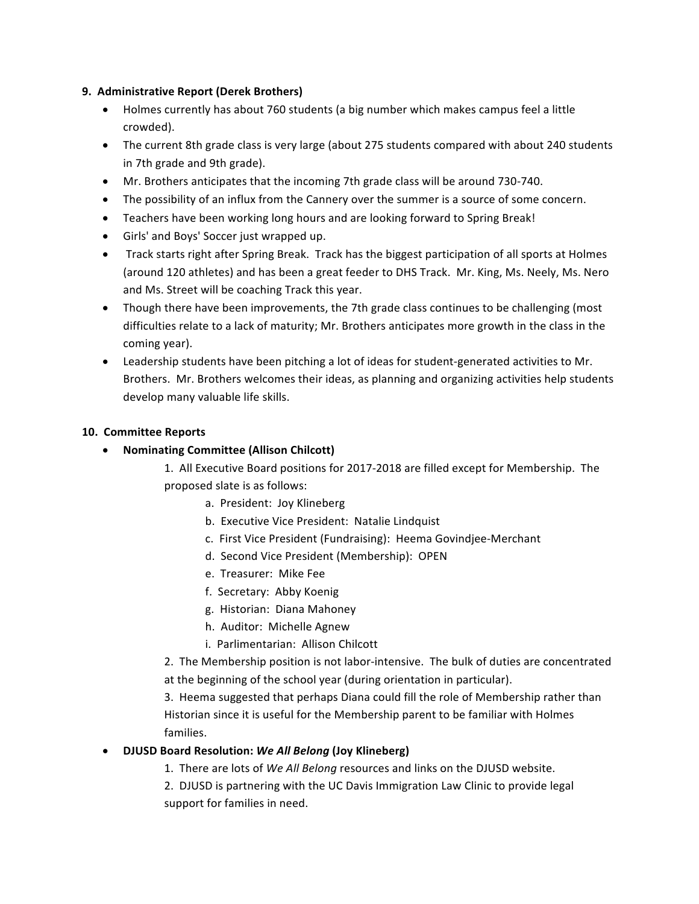**9. Administrative Report (Derek Brothers)**

- Holmes currently has about 760 students (a big number which makes campus feel a little crowded).
- The current 8th grade class is very large (about 275 students compared with about 240 students in 7th grade and 9th grade).
- Mr. Brothers anticipates that the incoming 7th grade class will be around 730-740.
- The possibility of an influx from the Cannery over the summer is a source of some concern.
- Teachers have been working long hours and are looking forward to Spring Break!
- Girls' and Boys' Soccer just wrapped up.
- Track starts right after Spring Break. Track has the biggest participation of all sports at Holmes (around 120 athletes) and has been a great feeder to DHS Track. Mr. King, Ms. Neely, Ms. Nero and Ms. Street will be coaching Track this year.
- Though there have been improvements, the 7th grade class continues to be challenging (most difficulties relate to a lack of maturity; Mr. Brothers anticipates more growth in the class in the coming year).
- Leadership students have been pitching a lot of ideas for student-generated activities to Mr. Brothers. Mr. Brothers welcomes their ideas, as planning and organizing activities help students develop many valuable life skills.

**10. Committee Reports**

- **Nominating Committee (Allison Chilcott)**

  1. All Executive Board positions for 2017-2018 are filled except for Membership. The proposed slate is as follows:
     - a. President: Joy Klineberg
     - b. Executive Vice President: Natalie Lindquist
     - c. First Vice President (Fundraising): Heema Govindjee-Merchant
     - d. Second Vice President (Membership): OPEN
     - e. Treasurer: Mike Fee
     - f. Secretary: Abby Koenig
     - g. Historian: Diana Mahoney
     - h. Auditor: Michelle Agnew
     - i. Parlimentarian: Allison Chilcott

  2. The Membership position is not labor-intensive. The bulk of duties are concentrated at the beginning of the school year (during orientation in particular).

  3. Heema suggested that perhaps Diana could fill the role of Membership rather than Historian since it is useful for the Membership parent to be familiar with Holmes families.

- **DJUSD Board Resolution: *We All Belong* (Joy Klineberg)**

  1. There are lots of *We All Belong* resources and links on the DJUSD website.

  2. DJUSD is partnering with the UC Davis Immigration Law Clinic to provide legal support for families in need.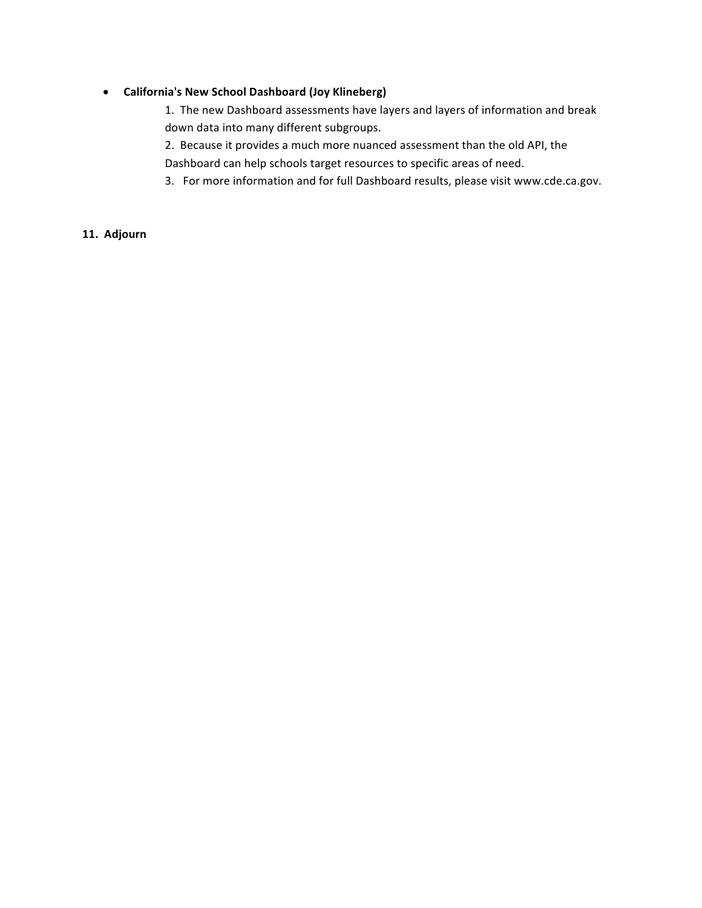- **California's New School Dashboard (Joy Klineberg)**
  1. The new Dashboard assessments have layers and layers of information and break down data into many different subgroups.
  2. Because it provides a much more nuanced assessment than the old API, the Dashboard can help schools target resources to specific areas of need.
  3. For more information and for full Dashboard results, please visit www.cde.ca.gov.

**11. Adjourn**